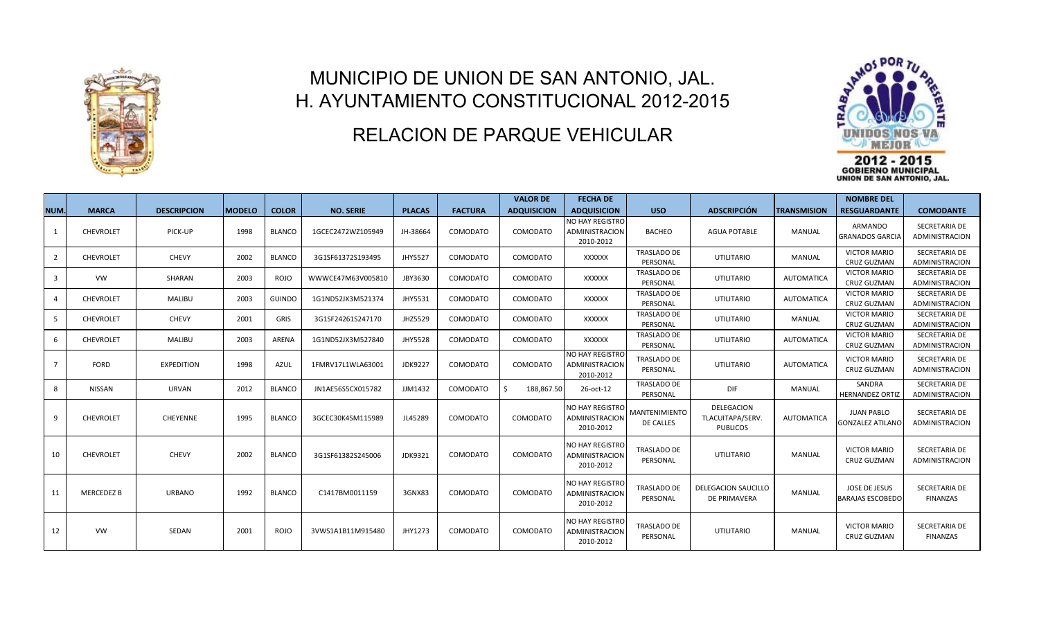# MUNICIPIO DE UNION DE SAN ANTONIO, JAL.

## H. AYUNTAMIENTO CONSTITUCIONAL 2012-2015

## RELACION DE PARQUE VEHICULAR

| NUM. | MARCA | DESCRIPCION | MODELO | COLOR | NO. SERIE | PLACAS | FACTURA | VALOR DE ADQUISICION | FECHA DE ADQUISICION | USO | ADSCRIPCIÓN | TRANSMISION | NOMBRE DEL RESGUARDANTE | COMODANTE |
|---|---|---|---|---|---|---|---|---|---|---|---|---|---|---|
| 1 | CHEVROLET | PICK-UP | 1998 | BLANCO | 1GCEC2472WZ105949 | JH-38664 | COMODATO | COMODATO | NO HAY REGISTRO ADMINISTRACION 2010-2012 | BACHEO | AGUA POTABLE | MANUAL | ARMANDO GRANADOS GARCIA | SECRETARIA DE ADMINISTRACION |
| 2 | CHEVROLET | CHEVY | 2002 | BLANCO | 3G1SF61372S193495 | JHY5527 | COMODATO | COMODATO | XXXXXX | TRASLADO DE PERSONAL | UTILITARIO | MANUAL | VICTOR MARIO CRUZ GUZMAN | SECRETARIA DE ADMINISTRACION |
| 3 | VW | SHARAN | 2003 | ROJO | WWWCE47M63V005810 | JBY3630 | COMODATO | COMODATO | XXXXXX | TRASLADO DE PERSONAL | UTILITARIO | AUTOMATICA | VICTOR MARIO CRUZ GUZMAN | SECRETARIA DE ADMINISTRACION |
| 4 | CHEVROLET | MALIBU | 2003 | GUINDO | 1G1ND52JX3M521374 | JHY5531 | COMODATO | COMODATO | XXXXXX | TRASLADO DE PERSONAL | UTILITARIO | AUTOMATICA | VICTOR MARIO CRUZ GUZMAN | SECRETARIA DE ADMINISTRACION |
| 5 | CHEVROLET | CHEVY | 2001 | GRIS | 3G1SF24261S247170 | JHZ5529 | COMODATO | COMODATO | XXXXXX | TRASLADO DE PERSONAL | UTILITARIO | MANUAL | VICTOR MARIO CRUZ GUZMAN | SECRETARIA DE ADMINISTRACION |
| 6 | CHEVROLET | MALIBU | 2003 | ARENA | 1G1ND52JX3M527840 | JHY5528 | COMODATO | COMODATO | XXXXXX | TRASLADO DE PERSONAL | UTILITARIO | AUTOMATICA | VICTOR MARIO CRUZ GUZMAN | SECRETARIA DE ADMINISTRACION |
| 7 | FORD | EXPEDITION | 1998 | AZUL | 1FMRV17L1WLA63001 | JDK9227 | COMODATO | COMODATO | NO HAY REGISTRO ADMINISTRACION 2010-2012 | TRASLADO DE PERSONAL | UTILITARIO | AUTOMATICA | VICTOR MARIO CRUZ GUZMAN | SECRETARIA DE ADMINISTRACION |
| 8 | NISSAN | URVAN | 2012 | BLANCO | JN1AE56S5CX015782 | JJM1432 | COMODATO | $ 188,867.50 | 26-oct-12 | TRASLADO DE PERSONAL | DIF | MANUAL | SANDRA HERNANDEZ ORTIZ | SECRETARIA DE ADMINISTRACION |
| 9 | CHEVROLET | CHEYENNE | 1995 | BLANCO | 3GCEC30K4SM115989 | JL45289 | COMODATO | COMODATO | NO HAY REGISTRO ADMINISTRACION 2010-2012 | MANTENIMIENTO DE CALLES | DELEGACION TLACUITAPA/SERV. PUBLICOS | AUTOMATICA | JUAN PABLO GONZALEZ ATILANO | SECRETARIA DE ADMINISTRACION |
| 10 | CHEVROLET | CHEVY | 2002 | BLANCO | 3G1SF61382S245006 | JDK9321 | COMODATO | COMODATO | NO HAY REGISTRO ADMINISTRACION 2010-2012 | TRASLADO DE PERSONAL | UTILITARIO | MANUAL | VICTOR MARIO CRUZ GUZMAN | SECRETARIA DE ADMINISTRACION |
| 11 | MERCEDEZ B | URBANO | 1992 | BLANCO | C1417BM0011159 | 3GNX83 | COMODATO | COMODATO | NO HAY REGISTRO ADMINISTRACION 2010-2012 | TRASLADO DE PERSONAL | DELEGACION SAUCILLO DE PRIMAVERA | MANUAL | JOSE DE JESUS BARAJAS ESCOBEDO | SECRETARIA DE FINANZAS |
| 12 | VW | SEDAN | 2001 | ROJO | 3VWS1A1B11M915480 | JHY1273 | COMODATO | COMODATO | NO HAY REGISTRO ADMINISTRACION 2010-2012 | TRASLADO DE PERSONAL | UTILITARIO | MANUAL | VICTOR MARIO CRUZ GUZMAN | SECRETARIA DE FINANZAS |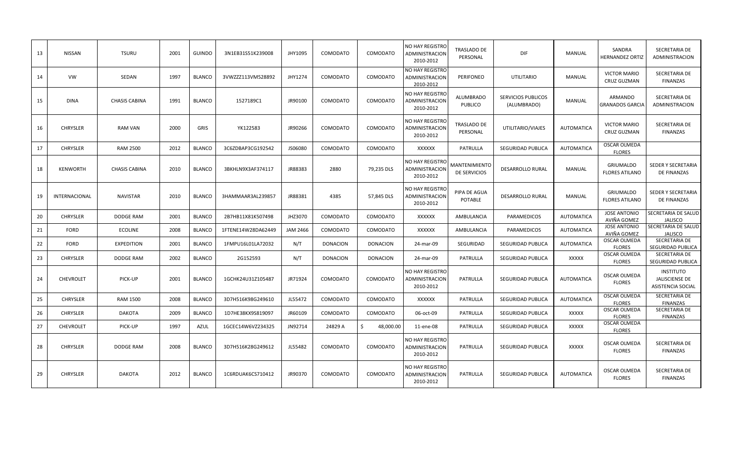| 13 | NISSAN | TSURU | 2001 | GUINDO | 3N1EB31S51K239008 | JHY1095 | COMODATO | COMODATO | NO HAY REGISTRO ADMINISTRACION 2010-2012 | TRASLADO DE PERSONAL | DIF | MANUAL | SANDRA HERNANDEZ ORTIZ | SECRETARIA DE ADMINISTRACION |
|---|---|---|---|---|---|---|---|---|---|---|---|---|---|---|
| 14 | VW | SEDAN | 1997 | BLANCO | 3VWZZZ113VM528892 | JHY1274 | COMODATO | COMODATO | NO HAY REGISTRO ADMINISTRACION 2010-2012 | PERIFONEO | UTILITARIO | MANUAL | VICTOR MARIO CRUZ GUZMAN | SECRETARIA DE FINANZAS |
| 15 | DINA | CHASIS CABINA | 1991 | BLANCO | 1527189C1 | JR90100 | COMODATO | COMODATO | NO HAY REGISTRO ADMINISTRACION 2010-2012 | ALUMBRADO PUBLICO | SERVICIOS PUBLICOS (ALUMBRADO) | MANUAL | ARMANDO GRANADOS GARCIA | SECRETARIA DE ADMINISTRACION |
| 16 | CHRYSLER | RAM VAN | 2000 | GRIS | YK122583 | JR90266 | COMODATO | COMODATO | NO HAY REGISTRO ADMINISTRACION 2010-2012 | TRASLADO DE PERSONAL | UTILITARIO/VIAJES | AUTOMATICA | VICTOR MARIO CRUZ GUZMAN | SECRETARIA DE FINANZAS |
| 17 | CHRYSLER | RAM 2500 | 2012 | BLANCO | 3C6ZDBAP3CG192542 | JS06080 | COMODATO | COMODATO | XXXXXX | PATRULLA | SEGURIDAD PUBLICA | AUTOMATICA | OSCAR OLMEDA FLORES | |
| 18 | KENWORTH | CHASIS CABINA | 2010 | BLANCO | 3BKHLN9X3AF374117 | JR88383 | 2880 | 79,235 DLS | NO HAY REGISTRO ADMINISTRACION 2010-2012 | MANTENIMIENTO DE SERVICIOS | DESARROLLO RURAL | MANUAL | GRIUMALDO FLORES ATILANO | SEDER Y SECRETARIA DE FINANZAS |
| 19 | INTERNACIONAL | NAVISTAR | 2010 | BLANCO | 3HAMMAAR3AL239857 | JR88381 | 4385 | 57,845 DLS | NO HAY REGISTRO ADMINISTRACION 2010-2012 | PIPA DE AGUA POTABLE | DESARROLLO RURAL | MANUAL | GRIUMALDO FLORES ATILANO | SEDER Y SECRETARIA DE FINANZAS |
| 20 | CHRYSLER | DODGE RAM | 2001 | BLANCO | 2B7HB11X81K507498 | JHZ3070 | COMODATO | COMODATO | XXXXXX | AMBULANCIA | PARAMEDICOS | AUTOMATICA | JOSE ANTONIO AVIÑA GOMEZ | SECRETARIA DE SALUD JALISCO |
| 21 | FORD | ECOLINE | 2008 | BLANCO | 1FTENE14W28DA62449 | JAM 2466 | COMODATO | COMODATO | XXXXXX | AMBULANCIA | PARAMEDICOS | AUTOMATICA | JOSE ANTONIO AVIÑA GOMEZ | SECRETARIA DE SALUD JALISCO |
| 22 | FORD | EXPEDITION | 2001 | BLANCO | 1FMPU16L01LA72032 | N/T | DONACION | DONACION | 24-mar-09 | SEGURIDAD | SEGURIDAD PUBLICA | AUTOMATICA | OSCAR OLMEDA FLORES | SECRETARIA DE SEGURIDAD PUBLICA |
| 23 | CHRYSLER | DODGE RAM | 2002 | BLANCO | 2G152593 | N/T | DONACION | DONACION | 24-mar-09 | PATRULLA | SEGURIDAD PUBLICA | XXXXX | OSCAR OLMEDA FLORES | SECRETARIA DE SEGURIDAD PUBLICA |
| 24 | CHEVROLET | PICK-UP | 2001 | BLANCO | 1GCHK24U31Z105487 | JR71924 | COMODATO | COMODATO | NO HAY REGISTRO ADMINISTRACION 2010-2012 | PATRULLA | SEGURIDAD PUBLICA | AUTOMATICA | OSCAR OLMEDA FLORES | INSTITUTO JALISCIENSE DE ASISTENCIA SOCIAL |
| 25 | CHRYSLER | RAM 1500 | 2008 | BLANCO | 3D7H516K98G249610 | JL55472 | COMODATO | COMODATO | XXXXXX | PATRULLA | SEGURIDAD PUBLICA | AUTOMATICA | OSCAR OLMEDA FLORES | SECRETARIA DE FINANZAS |
| 26 | CHRYSLER | DAKOTA | 2009 | BLANCO | 1D7HE38KX9S819097 | JR60109 | COMODATO | COMODATO | 06-oct-09 | PATRULLA | SEGURIDAD PUBLICA | XXXXX | OSCAR OLMEDA FLORES | SECRETARIA DE FINANZAS |
| 27 | CHEVROLET | PICK-UP | 1997 | AZUL | 1GCEC14W6VZ234325 | JN92714 | 24829 A | $ 48,000.00 | 11-ene-08 | PATRULLA | SEGURIDAD PUBLICA | XXXXX | OSCAR OLMEDA FLORES | |
| 28 | CHRYSLER | DODGE RAM | 2008 | BLANCO | 3D7H516K28G249612 | JL55482 | COMODATO | COMODATO | NO HAY REGISTRO ADMINISTRACION 2010-2012 | PATRULLA | SEGURIDAD PUBLICA | XXXXX | OSCAR OLMEDA FLORES | SECRETARIA DE FINANZAS |
| 29 | CHRYSLER | DAKOTA | 2012 | BLANCO | 1C6RDUAK6CS710412 | JR90370 | COMODATO | COMODATO | NO HAY REGISTRO ADMINISTRACION 2010-2012 | PATRULLA | SEGURIDAD PUBLICA | AUTOMATICA | OSCAR OLMEDA FLORES | SECRETARIA DE FINANZAS |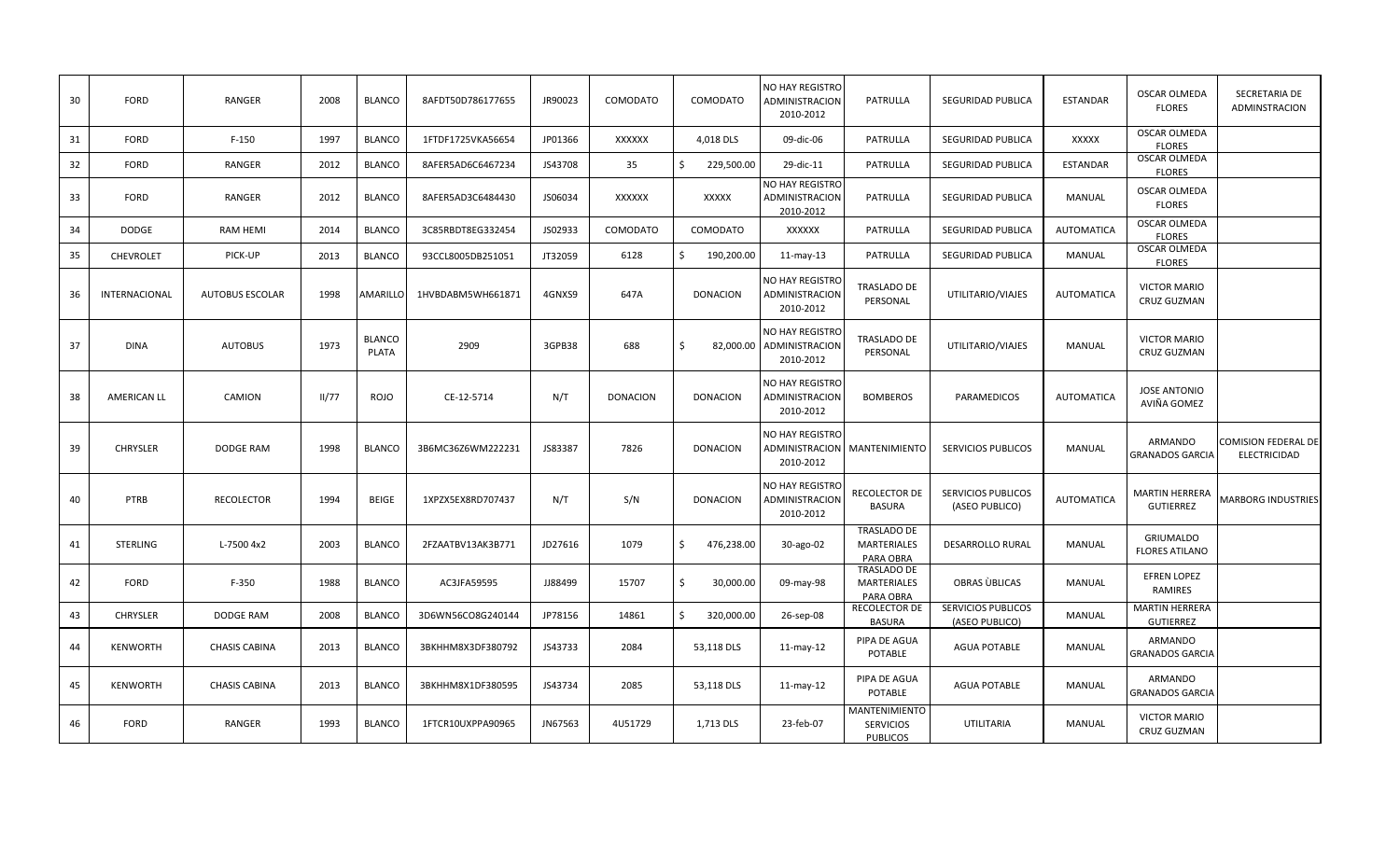| 30 | FORD | RANGER | 2008 | BLANCO | 8AFDT50D786177655 | JR90023 | COMODATO | COMODATO | NO HAY REGISTRO ADMINISTRACION 2010-2012 | PATRULLA | SEGURIDAD PUBLICA | ESTANDAR | OSCAR OLMEDA FLORES | SECRETARIA DE ADMINSTRACION |
|---|---|---|---|---|---|---|---|---|---|---|---|---|---|---|
| 31 | FORD | F-150 | 1997 | BLANCO | 1FTDF1725VKA56654 | JP01366 | XXXXXX | 4,018 DLS | 09-dic-06 | PATRULLA | SEGURIDAD PUBLICA | XXXXX | OSCAR OLMEDA FLORES | |
| 32 | FORD | RANGER | 2012 | BLANCO | 8AFER5AD6C6467234 | JS43708 | 35 | $ 229,500.00 | 29-dic-11 | PATRULLA | SEGURIDAD PUBLICA | ESTANDAR | OSCAR OLMEDA FLORES | |
| 33 | FORD | RANGER | 2012 | BLANCO | 8AFER5AD3C6484430 | JS06034 | XXXXXX | XXXXX | NO HAY REGISTRO ADMINISTRACION 2010-2012 | PATRULLA | SEGURIDAD PUBLICA | MANUAL | OSCAR OLMEDA FLORES | |
| 34 | DODGE | RAM HEMI | 2014 | BLANCO | 3C85RBDT8EG332454 | JS02933 | COMODATO | COMODATO | XXXXXX | PATRULLA | SEGURIDAD PUBLICA | AUTOMATICA | OSCAR OLMEDA FLORES | |
| 35 | CHEVROLET | PICK-UP | 2013 | BLANCO | 93CCL8005DB251051 | JT32059 | 6128 | $ 190,200.00 | 11-may-13 | PATRULLA | SEGURIDAD PUBLICA | MANUAL | OSCAR OLMEDA FLORES | |
| 36 | INTERNACIONAL | AUTOBUS ESCOLAR | 1998 | AMARILLO | 1HVBDABM5WH661871 | 4GNXS9 | 647A | DONACION | NO HAY REGISTRO ADMINISTRACION 2010-2012 | TRASLADO DE PERSONAL | UTILITARIO/VIAJES | AUTOMATICA | VICTOR MARIO CRUZ GUZMAN | |
| 37 | DINA | AUTOBUS | 1973 | BLANCO PLATA | 2909 | 3GPB38 | 688 | $ 82,000.00 | NO HAY REGISTRO ADMINISTRACION 2010-2012 | TRASLADO DE PERSONAL | UTILITARIO/VIAJES | MANUAL | VICTOR MARIO CRUZ GUZMAN | |
| 38 | AMERICAN LL | CAMION | II/77 | ROJO | CE-12-5714 | N/T | DONACION | DONACION | NO HAY REGISTRO ADMINISTRACION 2010-2012 | BOMBEROS | PARAMEDICOS | AUTOMATICA | JOSE ANTONIO AVIÑA GOMEZ | |
| 39 | CHRYSLER | DODGE RAM | 1998 | BLANCO | 3B6MC36Z6WM222231 | JS83387 | 7826 | DONACION | NO HAY REGISTRO ADMINISTRACION 2010-2012 | MANTENIMIENTO | SERVICIOS PUBLICOS | MANUAL | ARMANDO GRANADOS GARCIA | COMISION FEDERAL DE ELECTRICIDAD |
| 40 | PTRB | RECOLECTOR | 1994 | BEIGE | 1XPZX5EX8RD707437 | N/T | S/N | DONACION | NO HAY REGISTRO ADMINISTRACION 2010-2012 | RECOLECTOR DE BASURA | SERVICIOS PUBLICOS (ASEO PUBLICO) | AUTOMATICA | MARTIN HERRERA GUTIERREZ | MARBORG INDUSTRIES |
| 41 | STERLING | L-7500 4x2 | 2003 | BLANCO | 2FZAATBV13AK3B771 | JD27616 | 1079 | $ 476,238.00 | 30-ago-02 | TRASLADO DE MARTERIALES PARA OBRA | DESARROLLO RURAL | MANUAL | GRIUMALDO FLORES ATILANO | |
| 42 | FORD | F-350 | 1988 | BLANCO | AC3JFA59595 | JJ88499 | 15707 | $ 30,000.00 | 09-may-98 | TRASLADO DE MARTERIALES PARA OBRA | OBRAS ÙBLICAS | MANUAL | EFREN LOPEZ RAMIRES | |
| 43 | CHRYSLER | DODGE RAM | 2008 | BLANCO | 3D6WN56CO8G240144 | JP78156 | 14861 | $ 320,000.00 | 26-sep-08 | RECOLECTOR DE BASURA | SERVICIOS PUBLICOS (ASEO PUBLICO) | MANUAL | MARTIN HERRERA GUTIERREZ | |
| 44 | KENWORTH | CHASIS CABINA | 2013 | BLANCO | 3BKHHM8X3DF380792 | JS43733 | 2084 | 53,118 DLS | 11-may-12 | PIPA DE AGUA POTABLE | AGUA POTABLE | MANUAL | ARMANDO GRANADOS GARCIA | |
| 45 | KENWORTH | CHASIS CABINA | 2013 | BLANCO | 3BKHHM8X1DF380595 | JS43734 | 2085 | 53,118 DLS | 11-may-12 | PIPA DE AGUA POTABLE | AGUA POTABLE | MANUAL | ARMANDO GRANADOS GARCIA | |
| 46 | FORD | RANGER | 1993 | BLANCO | 1FTCR10UXPPA90965 | JN67563 | 4U51729 | 1,713 DLS | 23-feb-07 | MANTENIMIENTO SERVICIOS PUBLICOS | UTILITARIA | MANUAL | VICTOR MARIO CRUZ GUZMAN | |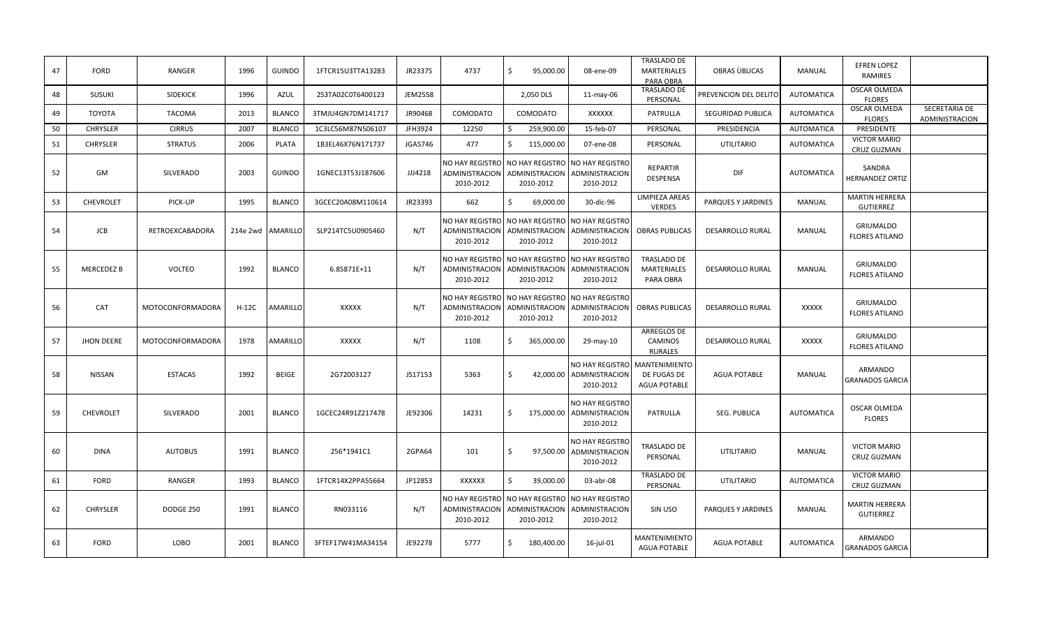| 47 | FORD | RANGER | 1996 | GUINDO | 1FTCR15U3TTA13283 | JR23375 | 4737 | $ 95,000.00 | 08-ene-09 | TRASLADO DE MARTERIALES PARA OBRA | OBRAS ÙBLICAS | MANUAL | EFREN LOPEZ RAMIRES | |
|---|---|---|---|---|---|---|---|---|---|---|---|---|---|---|
| 48 | SUSUKI | SIDEKICK | 1996 | AZUL | 2S3TA02C0T6400123 | JEM2558 | | 2,050 DLS | 11-may-06 | TRASLADO DE PERSONAL | PREVENCION DEL DELITO | AUTOMATICA | OSCAR OLMEDA FLORES | |
| 49 | TOYOTA | TACOMA | 2013 | BLANCO | 3TMJU4GN7DM141717 | JR90468 | COMODATO | COMODATO | XXXXXX | PATRULLA | SEGURIDAD PUBLICA | AUTOMATICA | OSCAR OLMEDA FLORES | SECRETARIA DE ADMINISTRACION |
| 50 | CHRYSLER | CIRRUS | 2007 | BLANCO | 1C3LC56M87N506107 | JFH3924 | 12250 | $ 259,900.00 | 15-feb-07 | PERSONAL | PRESIDENCIA | AUTOMATICA | PRESIDENTE | |
| 51 | CHRYSLER | STRATUS | 2006 | PLATA | 1B3EL46X76N171737 | JGA5746 | 477 | $ 115,000.00 | 07-ene-08 | PERSONAL | UTILITARIO | AUTOMATICA | VICTOR MARIO CRUZ GUZMAN | |
| 52 | GM | SILVERADO | 2003 | GUINDO | 1GNEC13T53J187606 | JJJ4218 | NO HAY REGISTRO ADMINISTRACION 2010-2012 | NO HAY REGISTRO ADMINISTRACION 2010-2012 | NO HAY REGISTRO ADMINISTRACION 2010-2012 | REPARTIR DESPENSA | DIF | AUTOMATICA | SANDRA HERNANDEZ ORTIZ | |
| 53 | CHEVROLET | PICK-UP | 1995 | BLANCO | 3GCEC20A08M110614 | JR23393 | 662 | $ 69,000.00 | 30-dic-96 | LIMPIEZA AREAS VERDES | PARQUES Y JARDINES | MANUAL | MARTIN HERRERA GUTIERREZ | |
| 54 | JCB | RETROEXCABADORA | 214e 2wd | AMARILLO | SLP214TC5U0905460 | N/T | NO HAY REGISTRO ADMINISTRACION 2010-2012 | NO HAY REGISTRO ADMINISTRACION 2010-2012 | NO HAY REGISTRO ADMINISTRACION 2010-2012 | OBRAS PUBLICAS | DESARROLLO RURAL | MANUAL | GRIUMALDO FLORES ATILANO | |
| 55 | MERCEDEZ B | VOLTEO | 1992 | BLANCO | 6.85871E+11 | N/T | NO HAY REGISTRO ADMINISTRACION 2010-2012 | NO HAY REGISTRO ADMINISTRACION 2010-2012 | NO HAY REGISTRO ADMINISTRACION 2010-2012 | TRASLADO DE MARTERIALES PARA OBRA | DESARROLLO RURAL | MANUAL | GRIUMALDO FLORES ATILANO | |
| 56 | CAT | MOTOCONFORMADORA | H-12C | AMARILLO | XXXXX | N/T | NO HAY REGISTRO ADMINISTRACION 2010-2012 | NO HAY REGISTRO ADMINISTRACION 2010-2012 | NO HAY REGISTRO ADMINISTRACION 2010-2012 | OBRAS PUBLICAS | DESARROLLO RURAL | XXXXX | GRIUMALDO FLORES ATILANO | |
| 57 | JHON DEERE | MOTOCONFORMADORA | 1978 | AMARILLO | XXXXX | N/T | 1108 | $ 365,000.00 | 29-may-10 | ARREGLOS DE CAMINOS RURALES | DESARROLLO RURAL | XXXXX | GRIUMALDO FLORES ATILANO | |
| 58 | NISSAN | ESTACAS | 1992 | BEIGE | 2G72003127 | JS17153 | 5363 | $ 42,000.00 | NO HAY REGISTRO ADMINISTRACION 2010-2012 | MANTENIMIENTO DE FUGAS DE AGUA POTABLE | AGUA POTABLE | MANUAL | ARMANDO GRANADOS GARCIA | |
| 59 | CHEVROLET | SILVERADO | 2001 | BLANCO | 1GCEC24R91Z217478 | JE92306 | 14231 | $ 175,000.00 | NO HAY REGISTRO ADMINISTRACION 2010-2012 | PATRULLA | SEG. PUBLICA | AUTOMATICA | OSCAR OLMEDA FLORES | |
| 60 | DINA | AUTOBUS | 1991 | BLANCO | 256*1941C1 | 2GPA64 | 101 | $ 97,500.00 | NO HAY REGISTRO ADMINISTRACION 2010-2012 | TRASLADO DE PERSONAL | UTILITARIO | MANUAL | VICTOR MARIO CRUZ GUZMAN | |
| 61 | FORD | RANGER | 1993 | BLANCO | 1FTCR14X2PPA55664 | JP12853 | XXXXXX | $ 39,000.00 | 03-abr-08 | TRASLADO DE PERSONAL | UTILITARIO | AUTOMATICA | VICTOR MARIO CRUZ GUZMAN | |
| 62 | CHRYSLER | DODGE 250 | 1991 | BLANCO | RN033116 | N/T | NO HAY REGISTRO ADMINISTRACION 2010-2012 | NO HAY REGISTRO ADMINISTRACION 2010-2012 | NO HAY REGISTRO ADMINISTRACION 2010-2012 | SIN USO | PARQUES Y JARDINES | MANUAL | MARTIN HERRERA GUTIERREZ | |
| 63 | FORD | LOBO | 2001 | BLANCO | 3FTEF17W41MA34154 | JE92278 | 5777 | $ 180,400.00 | 16-jul-01 | MANTENIMIENTO AGUA POTABLE | AGUA POTABLE | AUTOMATICA | ARMANDO GRANADOS GARCIA | |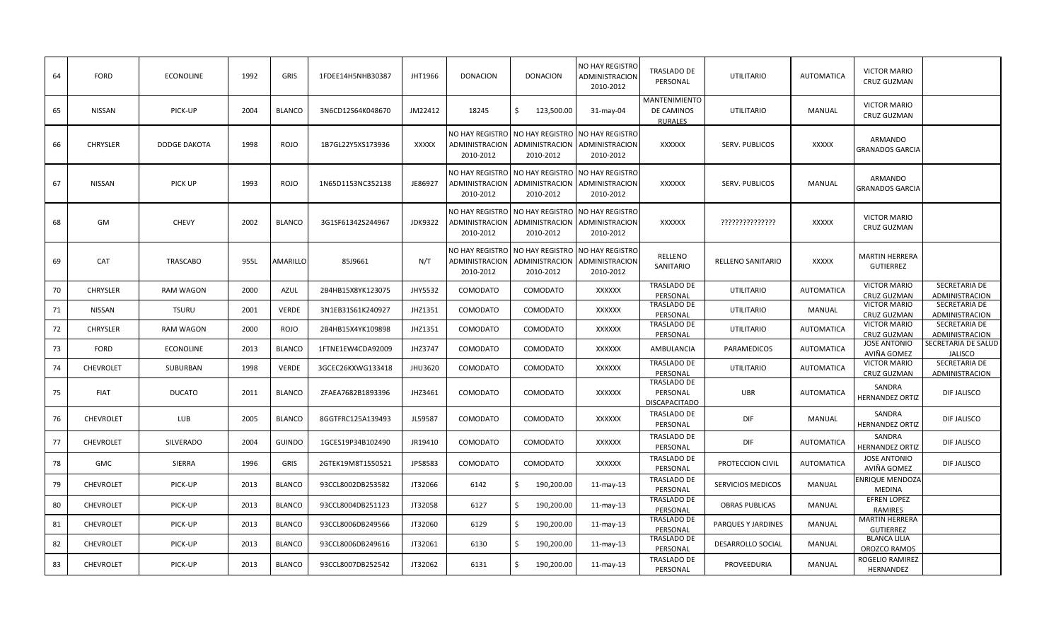| 64 | FORD | ECONOLINE | 1992 | GRIS | 1FDEE14H5NHB30387 | JHT1966 | DONACION | DONACION | NO HAY REGISTRO ADMINISTRACION 2010-2012 | TRASLADO DE PERSONAL | UTILITARIO | AUTOMATICA | VICTOR MARIO CRUZ GUZMAN | |
|---|---|---|---|---|---|---|---|---|---|---|---|---|---|---|
| 65 | NISSAN | PICK-UP | 2004 | BLANCO | 3N6CD12S64K048670 | JM22412 | 18245 | $ 123,500.00 | 31-may-04 | MANTENIMIENTO DE CAMINOS RURALES | UTILITARIO | MANUAL | VICTOR MARIO CRUZ GUZMAN | |
| 66 | CHRYSLER | DODGE DAKOTA | 1998 | ROJO | 1B7GL22Y5XS173936 | XXXXX | NO HAY REGISTRO ADMINISTRACION 2010-2012 | NO HAY REGISTRO ADMINISTRACION 2010-2012 | NO HAY REGISTRO ADMINISTRACION 2010-2012 | XXXXXX | SERV. PUBLICOS | XXXXX | ARMANDO GRANADOS GARCIA | |
| 67 | NISSAN | PICK UP | 1993 | ROJO | 1N65D1153NC352138 | JE86927 | NO HAY REGISTRO ADMINISTRACION 2010-2012 | NO HAY REGISTRO ADMINISTRACION 2010-2012 | NO HAY REGISTRO ADMINISTRACION 2010-2012 | XXXXXX | SERV. PUBLICOS | MANUAL | ARMANDO GRANADOS GARCIA | |
| 68 | GM | CHEVY | 2002 | BLANCO | 3G1SF61342S244967 | JDK9322 | NO HAY REGISTRO ADMINISTRACION 2010-2012 | NO HAY REGISTRO ADMINISTRACION 2010-2012 | NO HAY REGISTRO ADMINISTRACION 2010-2012 | XXXXXX | ?????????????? | XXXXX | VICTOR MARIO CRUZ GUZMAN | |
| 69 | CAT | TRASCABO | 955L | AMARILLO | 85J9661 | N/T | NO HAY REGISTRO ADMINISTRACION 2010-2012 | NO HAY REGISTRO ADMINISTRACION 2010-2012 | NO HAY REGISTRO ADMINISTRACION 2010-2012 | RELLENO SANITARIO | RELLENO SANITARIO | XXXXX | MARTIN HERRERA GUTIERREZ | |
| 70 | CHRYSLER | RAM WAGON | 2000 | AZUL | 2B4HB15X8YK123075 | JHY5532 | COMODATO | COMODATO | XXXXXX | TRASLADO DE PERSONAL | UTILITARIO | AUTOMATICA | VICTOR MARIO CRUZ GUZMAN | SECRETARIA DE ADMINISTRACION |
| 71 | NISSAN | TSURU | 2001 | VERDE | 3N1EB31S61K240927 | JHZ1351 | COMODATO | COMODATO | XXXXXX | TRASLADO DE PERSONAL | UTILITARIO | MANUAL | VICTOR MARIO CRUZ GUZMAN | SECRETARIA DE ADMINISTRACION |
| 72 | CHRYSLER | RAM WAGON | 2000 | ROJO | 2B4HB15X4YK109898 | JHZ1351 | COMODATO | COMODATO | XXXXXX | TRASLADO DE PERSONAL | UTILITARIO | AUTOMATICA | VICTOR MARIO CRUZ GUZMAN | SECRETARIA DE ADMINISTRACION |
| 73 | FORD | ECONOLINE | 2013 | BLANCO | 1FTNE1EW4CDA92009 | JHZ3747 | COMODATO | COMODATO | XXXXXX | AMBULANCIA | PARAMEDICOS | AUTOMATICA | JOSE ANTONIO AVIÑA GOMEZ | SECRETARIA DE SALUD JALISCO |
| 74 | CHEVROLET | SUBURBAN | 1998 | VERDE | 3GCEC26KXWG133418 | JHU3620 | COMODATO | COMODATO | XXXXXX | TRASLADO DE PERSONAL | UTILITARIO | AUTOMATICA | VICTOR MARIO CRUZ GUZMAN | SECRETARIA DE ADMINISTRACION |
| 75 | FIAT | DUCATO | 2011 | BLANCO | ZFAEA7682B1893396 | JHZ3461 | COMODATO | COMODATO | XXXXXX | TRASLADO DE PERSONAL DISCAPACITADO | UBR | AUTOMATICA | SANDRA HERNANDEZ ORTIZ | DIF JALISCO |
| 76 | CHEVROLET | LUB | 2005 | BLANCO | 8GGTFRC125A139493 | JL59587 | COMODATO | COMODATO | XXXXXX | TRASLADO DE PERSONAL | DIF | MANUAL | SANDRA HERNANDEZ ORTIZ | DIF JALISCO |
| 77 | CHEVROLET | SILVERADO | 2004 | GUINDO | 1GCES19P34B102490 | JR19410 | COMODATO | COMODATO | XXXXXX | TRASLADO DE PERSONAL | DIF | AUTOMATICA | SANDRA HERNANDEZ ORTIZ | DIF JALISCO |
| 78 | GMC | SIERRA | 1996 | GRIS | 2GTEK19M8T1550521 | JP58583 | COMODATO | COMODATO | XXXXXX | TRASLADO DE PERSONAL | PROTECCION CIVIL | AUTOMATICA | JOSE ANTONIO AVIÑA GOMEZ | DIF JALISCO |
| 79 | CHEVROLET | PICK-UP | 2013 | BLANCO | 93CCL8002DB253582 | JT32066 | 6142 | $ 190,200.00 | 11-may-13 | TRASLADO DE PERSONAL | SERVICIOS MEDICOS | MANUAL | ENRIQUE MENDOZA MEDINA | |
| 80 | CHEVROLET | PICK-UP | 2013 | BLANCO | 93CCL8004DB251123 | JT32058 | 6127 | $ 190,200.00 | 11-may-13 | TRASLADO DE PERSONAL | OBRAS PUBLICAS | MANUAL | EFREN LOPEZ RAMIRES | |
| 81 | CHEVROLET | PICK-UP | 2013 | BLANCO | 93CCL8006DB249566 | JT32060 | 6129 | $ 190,200.00 | 11-may-13 | TRASLADO DE PERSONAL | PARQUES Y JARDINES | MANUAL | MARTIN HERRERA GUTIERREZ | |
| 82 | CHEVROLET | PICK-UP | 2013 | BLANCO | 93CCL8006DB249616 | JT32061 | 6130 | $ 190,200.00 | 11-may-13 | TRASLADO DE PERSONAL | DESARROLLO SOCIAL | MANUAL | BLANCA LILIA OROZCO RAMOS | |
| 83 | CHEVROLET | PICK-UP | 2013 | BLANCO | 93CCL8007DB252542 | JT32062 | 6131 | $ 190,200.00 | 11-may-13 | TRASLADO DE PERSONAL | PROVEEDURIA | MANUAL | ROGELIO RAMIREZ HERNANDEZ | |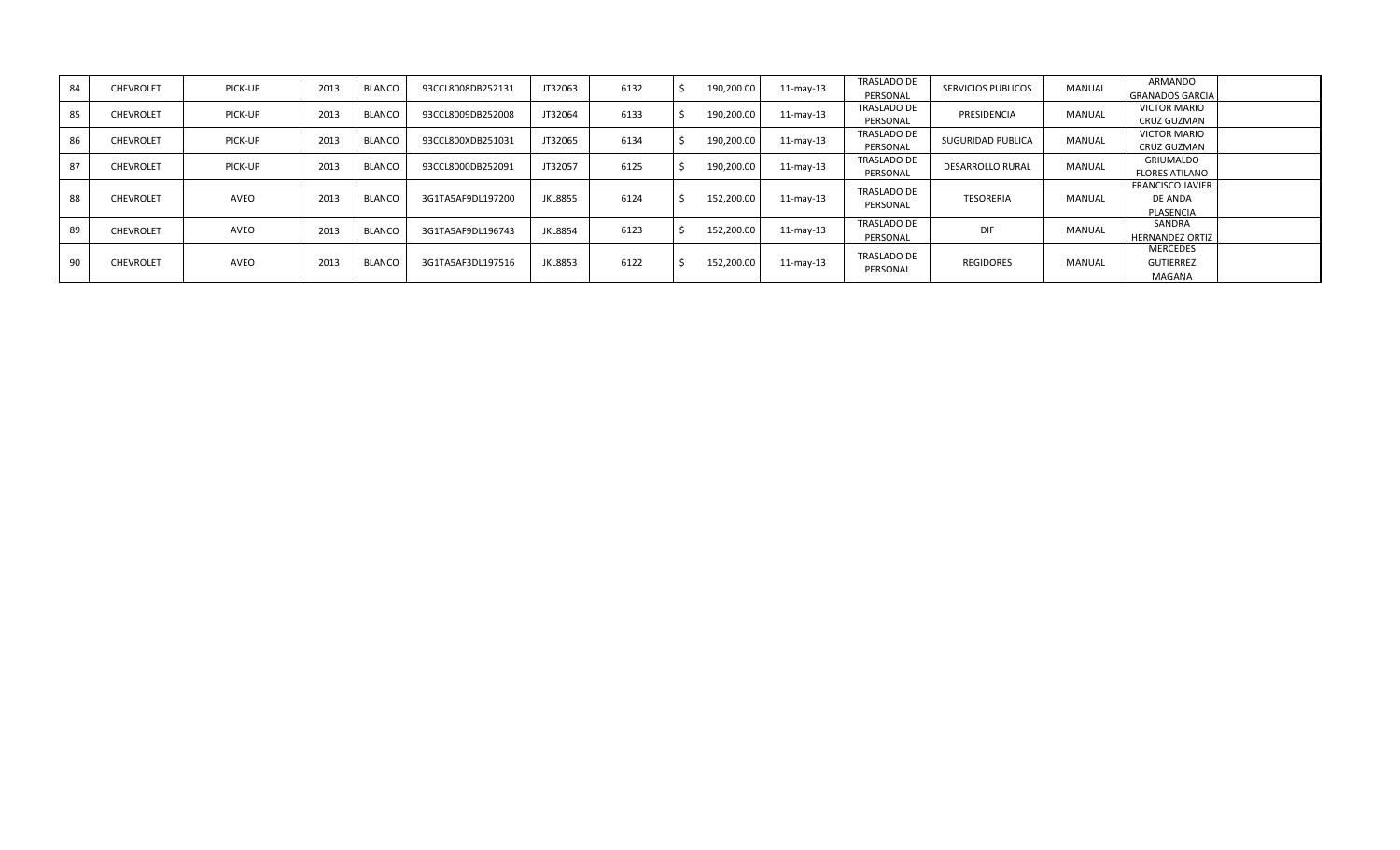| | | | | | | | | | | | | | | |
|---|---|---|---|---|---|---|---|---|---|---|---|---|---|---|
| 84 | CHEVROLET | PICK-UP | 2013 | BLANCO | 93CCL8008DB252131 | JT32063 | 6132 | $ | 190,200.00 | 11-may-13 | TRASLADO DE PERSONAL | SERVICIOS PUBLICOS | MANUAL | ARMANDO GRANADOS GARCIA | |
| 85 | CHEVROLET | PICK-UP | 2013 | BLANCO | 93CCL8009DB252008 | JT32064 | 6133 | $ | 190,200.00 | 11-may-13 | TRASLADO DE PERSONAL | PRESIDENCIA | MANUAL | VICTOR MARIO CRUZ GUZMAN | |
| 86 | CHEVROLET | PICK-UP | 2013 | BLANCO | 93CCL800XDB251031 | JT32065 | 6134 | $ | 190,200.00 | 11-may-13 | TRASLADO DE PERSONAL | SUGURIDAD PUBLICA | MANUAL | VICTOR MARIO CRUZ GUZMAN | |
| 87 | CHEVROLET | PICK-UP | 2013 | BLANCO | 93CCL8000DB252091 | JT32057 | 6125 | $ | 190,200.00 | 11-may-13 | TRASLADO DE PERSONAL | DESARROLLO RURAL | MANUAL | GRIUMALDO FLORES ATILANO | |
| 88 | CHEVROLET | AVEO | 2013 | BLANCO | 3G1TA5AF9DL197200 | JKL8855 | 6124 | $ | 152,200.00 | 11-may-13 | TRASLADO DE PERSONAL | TESORERIA | MANUAL | FRANCISCO JAVIER DE ANDA PLASENCIA | |
| 89 | CHEVROLET | AVEO | 2013 | BLANCO | 3G1TA5AF9DL196743 | JKL8854 | 6123 | $ | 152,200.00 | 11-may-13 | TRASLADO DE PERSONAL | DIF | MANUAL | SANDRA HERNANDEZ ORTIZ | |
| 90 | CHEVROLET | AVEO | 2013 | BLANCO | 3G1TA5AF3DL197516 | JKL8853 | 6122 | $ | 152,200.00 | 11-may-13 | TRASLADO DE PERSONAL | REGIDORES | MANUAL | MERCEDES GUTIERREZ MAGAÑA | |